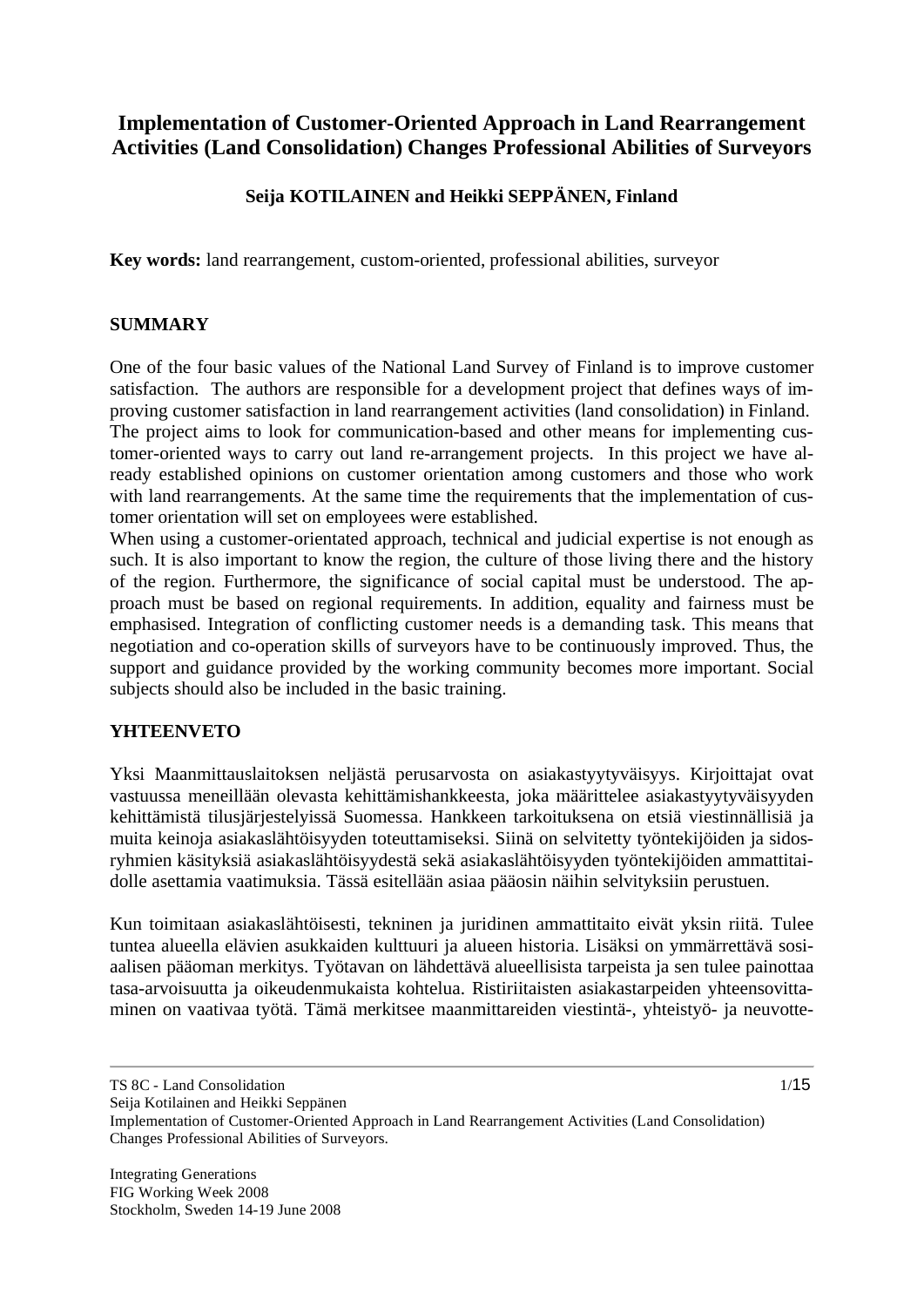# Implementation of Customer-Oriented Approach in Land Rearrangement Activities (Land Consolidation) Changes Professional Abilities of Surveyors

**Seija KOTILAINEN and Heikki SEPPÄNEN, Finland**

**Key words:** land rearrangement, custom-oriented, professional abilities, surveyor

## SUMMARY

One of the four basic values of the National Land Survey of Finland is to improve customer satisfaction. The authors are responsible for a development project that defines ways of improving customer satisfaction in land rearrangement activities (land consolidation) in Finland. The project aims to look for communication-based and other means for implementing customer-oriented ways to carry out land re-arrangement projects. In this project we have already established opinions on customer orientation among customers and those who work with land rearrangements. At the same time the requirements that the implementation of customer orientation will set on employees were established.

When using a customer-orientated approach, technical and judicial expertise is not enough as such. It is also important to know the region, the culture of those living there and the history of the region. Furthermore, the significance of social capital must be understood. The approach must be based on regional requirements. In addition, equality and fairness must be emphasised. Integration of conflicting customer needs is a demanding task. This means that negotiation and co-operation skills of surveyors have to be continuously improved. Thus, the support and guidance provided by the working community becomes more important. Social subjects should also be included in the basic training.

## YHTEENVETO

Yksi Maanmittauslaitoksen neljästä perusarvosta on asiakastyytyväisyys. Kirjoittajat ovat vastuussa meneillään olevasta kehittämishankkeesta, joka määrittelee asiakastyytyväisyyden kehittämistä tilusjärjestelyissä Suomessa. Hankkeen tarkoituksena on etsiä viestinnällisiä ja muita keinoja asiakaslähtöisyyden toteuttamiseksi. Siinä on selvitetty työntekijöiden ja sidosryhmien käsityksiä asiakaslähtöisyydestä sekä asiakaslähtöisyyden työntekijöiden ammattitaidolle asettamia vaatimuksia. Tässä esitellään asiaa pääosin näihin selvityksiin perustuen.

Kun toimitaan asiakaslähtöisesti, tekninen ja juridinen ammattitaito eivät yksin riitä. Tulee tuntea alueella elävien asukkaiden kulttuuri ja alueen historia. Lisäksi on ymmärrettävä sosiaalisen pääoman merkitys. Työtavan on lähdettävä alueellisista tarpeista ja sen tulee painottaa tasa-arvoisuutta ja oikeudenmukaista kohtelua. Ristiriitaisten asiakastarpeiden yhteensovittaminen on vaativaa työtä. Tämä merkitsee maanmittareiden viestintä-, yhteistyö- ja neuvotte-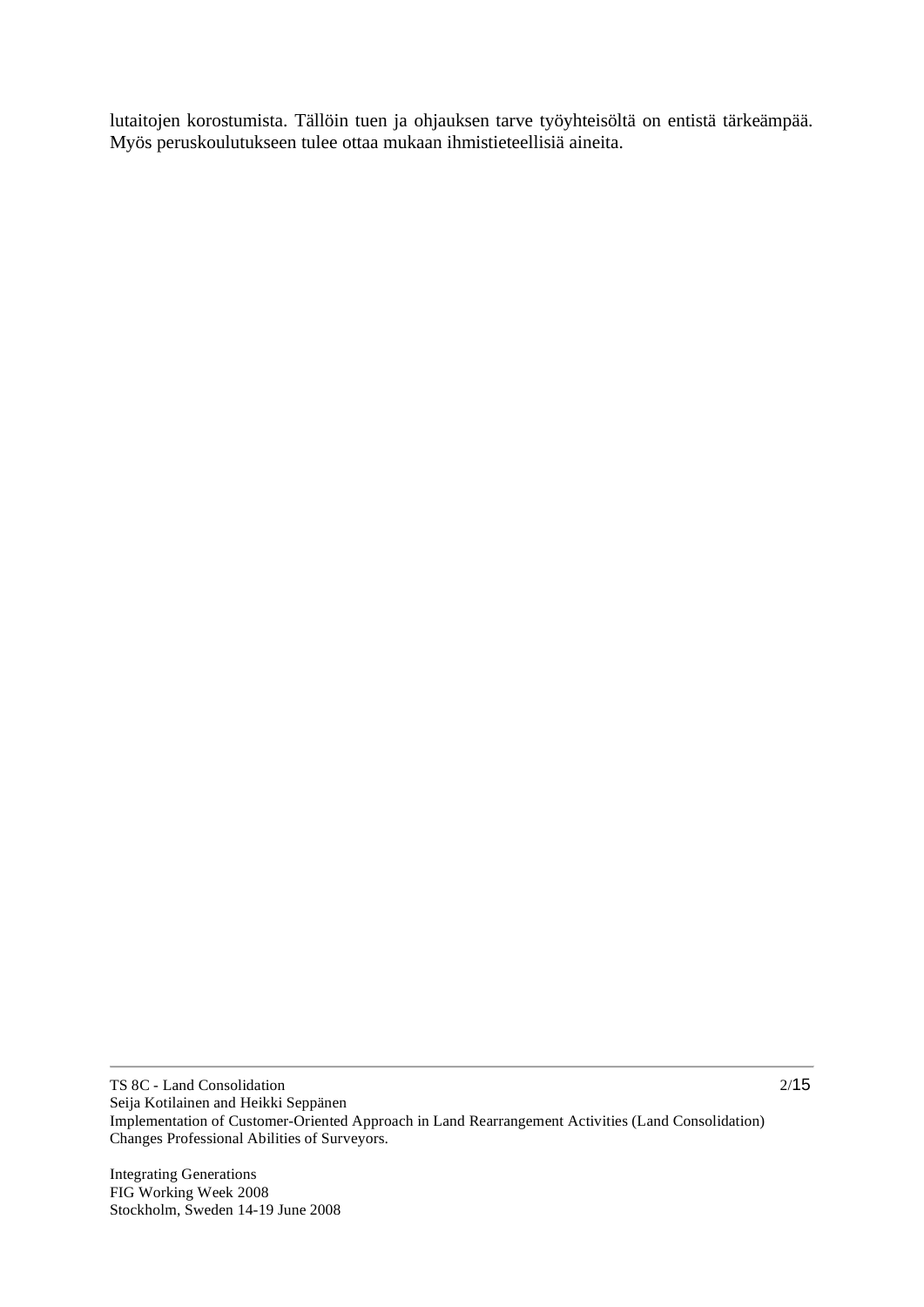lutaitojen korostumista. Tällöin tuen ja ohjauksen tarve työyhteisöltä on entistä tärkeämpää. Myös peruskoulutukseen tulee ottaa mukaan ihmistieteellisiä aineita.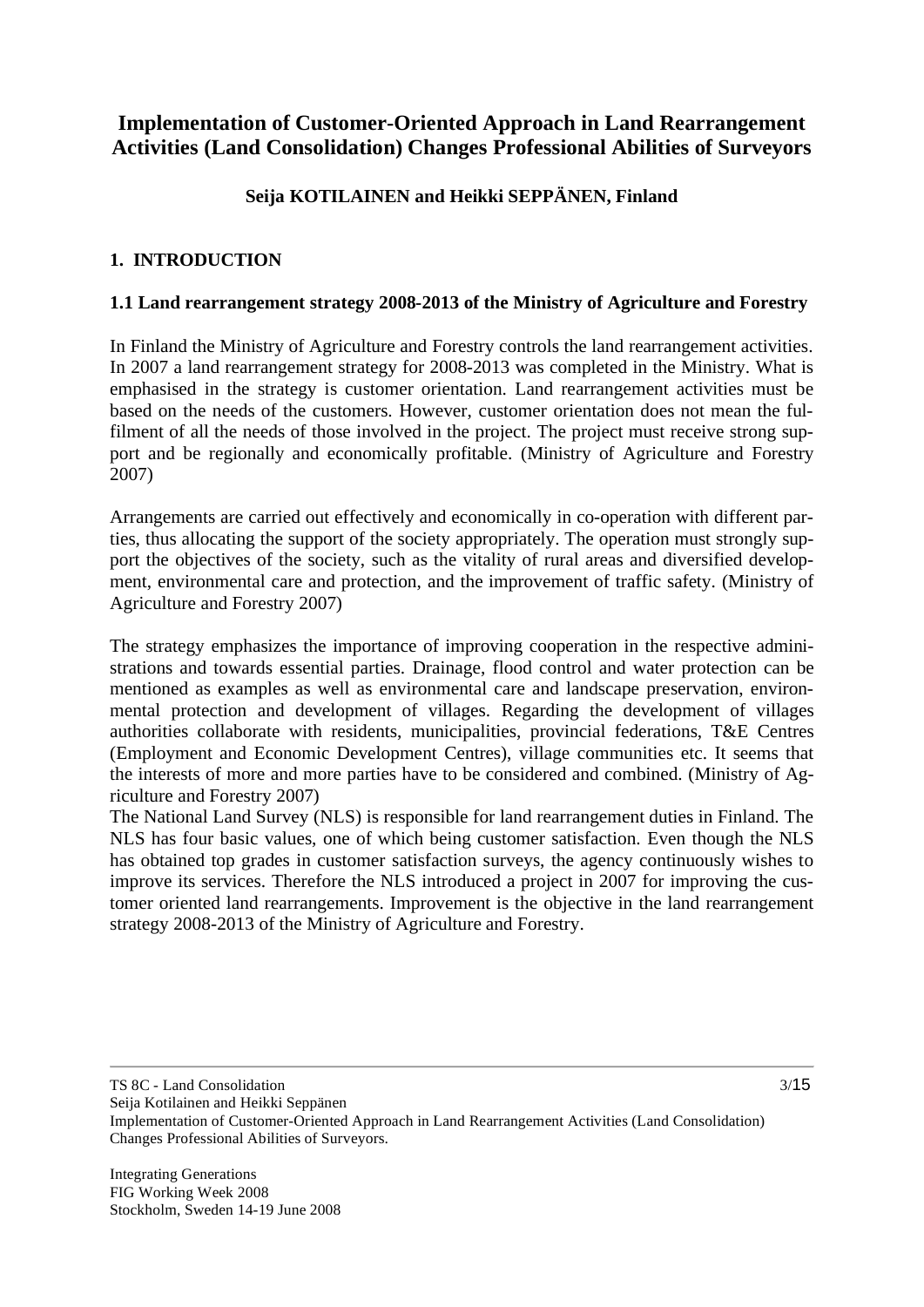# Implementation of Customer-Oriented Approach in Land Rearrangement Activities (Land Consolidation) Changes Professional Abilities of Surveyors

**Seija KOTILAINEN and Heikki SEPPÄNEN, Finland**

## 1. INTRODUCTION

### 1.1 Land rearrangement strategy 2008-2013 of the Ministry of Agriculture and Forestry

In Finland the Ministry of Agriculture and Forestry controls the land rearrangement activities. In 2007 a land rearrangement strategy for 2008-2013 was completed in the Ministry. What is emphasised in the strategy is customer orientation. Land rearrangement activities must be based on the needs of the customers. However, customer orientation does not mean the fulfilment of all the needs of those involved in the project. The project must receive strong support and be regionally and economically profitable. (Ministry of Agriculture and Forestry 2007)

Arrangements are carried out effectively and economically in co-operation with different parties, thus allocating the support of the society appropriately. The operation must strongly support the objectives of the society, such as the vitality of rural areas and diversified development, environmental care and protection, and the improvement of traffic safety. (Ministry of Agriculture and Forestry 2007)

The strategy emphasizes the importance of improving cooperation in the respective administrations and towards essential parties. Drainage, flood control and water protection can be mentioned as examples as well as environmental care and landscape preservation, environmental protection and development of villages. Regarding the development of villages authorities collaborate with residents, municipalities, provincial federations, T&E Centres (Employment and Economic Development Centres), village communities etc. It seems that the interests of more and more parties have to be considered and combined. (Ministry of Agriculture and Forestry 2007)

The National Land Survey (NLS) is responsible for land rearrangement duties in Finland. The NLS has four basic values, one of which being customer satisfaction. Even though the NLS has obtained top grades in customer satisfaction surveys, the agency continuously wishes to improve its services. Therefore the NLS introduced a project in 2007 for improving the customer oriented land rearrangements. Improvement is the objective in the land rearrangement strategy 2008-2013 of the Ministry of Agriculture and Forestry.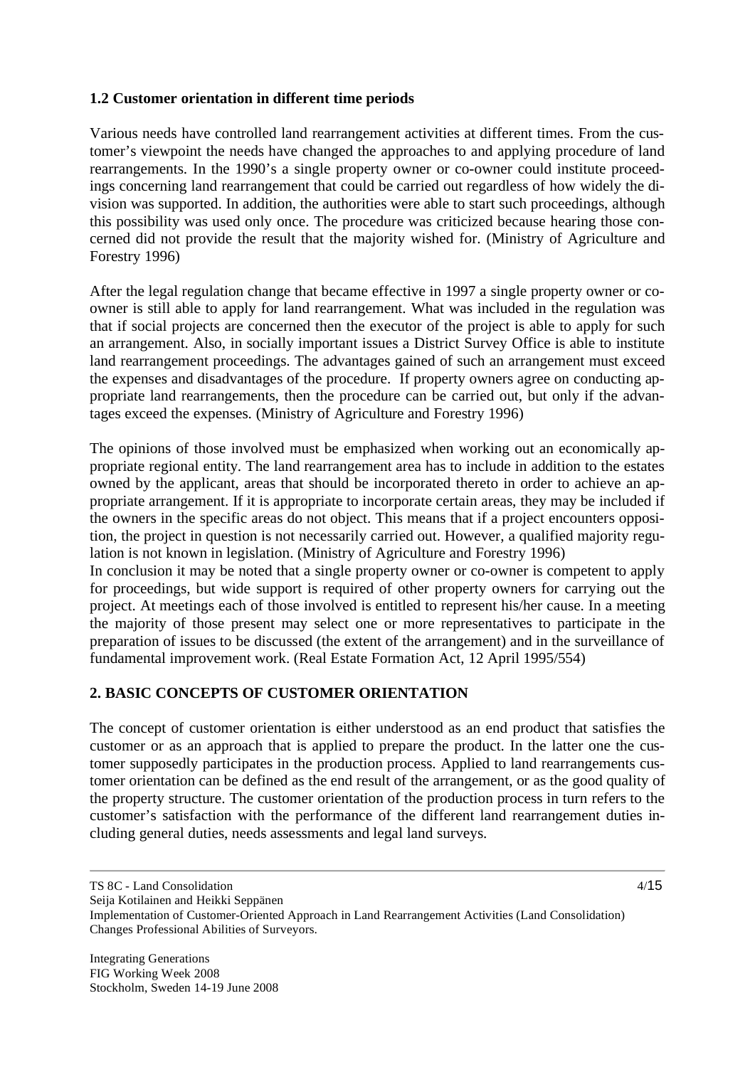### 1.2 Customer orientation in different time periods

Various needs have controlled land rearrangement activities at different times. From the customer's viewpoint the needs have changed the approaches to and applying procedure of land rearrangements. In the 1990's a single property owner or co-owner could institute proceedings concerning land rearrangement that could be carried out regardless of how widely the division was supported. In addition, the authorities were able to start such proceedings, although this possibility was used only once. The procedure was criticized because hearing those concerned did not provide the result that the majority wished for. (Ministry of Agriculture and Forestry 1996)

After the legal regulation change that became effective in 1997 a single property owner or co-owner is still able to apply for land rearrangement. What was included in the regulation was that if social projects are concerned then the executor of the project is able to apply for such an arrangement. Also, in socially important issues a District Survey Office is able to institute land rearrangement proceedings. The advantages gained of such an arrangement must exceed the expenses and disadvantages of the procedure. If property owners agree on conducting appropriate land rearrangements, then the procedure can be carried out, but only if the advantages exceed the expenses. (Ministry of Agriculture and Forestry 1996)

The opinions of those involved must be emphasized when working out an economically appropriate regional entity. The land rearrangement area has to include in addition to the estates owned by the applicant, areas that should be incorporated thereto in order to achieve an appropriate arrangement. If it is appropriate to incorporate certain areas, they may be included if the owners in the specific areas do not object. This means that if a project encounters opposition, the project in question is not necessarily carried out. However, a qualified majority regulation is not known in legislation. (Ministry of Agriculture and Forestry 1996)
In conclusion it may be noted that a single property owner or co-owner is competent to apply for proceedings, but wide support is required of other property owners for carrying out the project. At meetings each of those involved is entitled to represent his/her cause. In a meeting the majority of those present may select one or more representatives to participate in the preparation of issues to be discussed (the extent of the arrangement) and in the surveillance of fundamental improvement work. (Real Estate Formation Act, 12 April 1995/554)

## 2. BASIC CONCEPTS OF CUSTOMER ORIENTATION

The concept of customer orientation is either understood as an end product that satisfies the customer or as an approach that is applied to prepare the product. In the latter one the customer supposedly participates in the production process. Applied to land rearrangements customer orientation can be defined as the end result of the arrangement, or as the good quality of the property structure. The customer orientation of the production process in turn refers to the customer's satisfaction with the performance of the different land rearrangement duties including general duties, needs assessments and legal land surveys.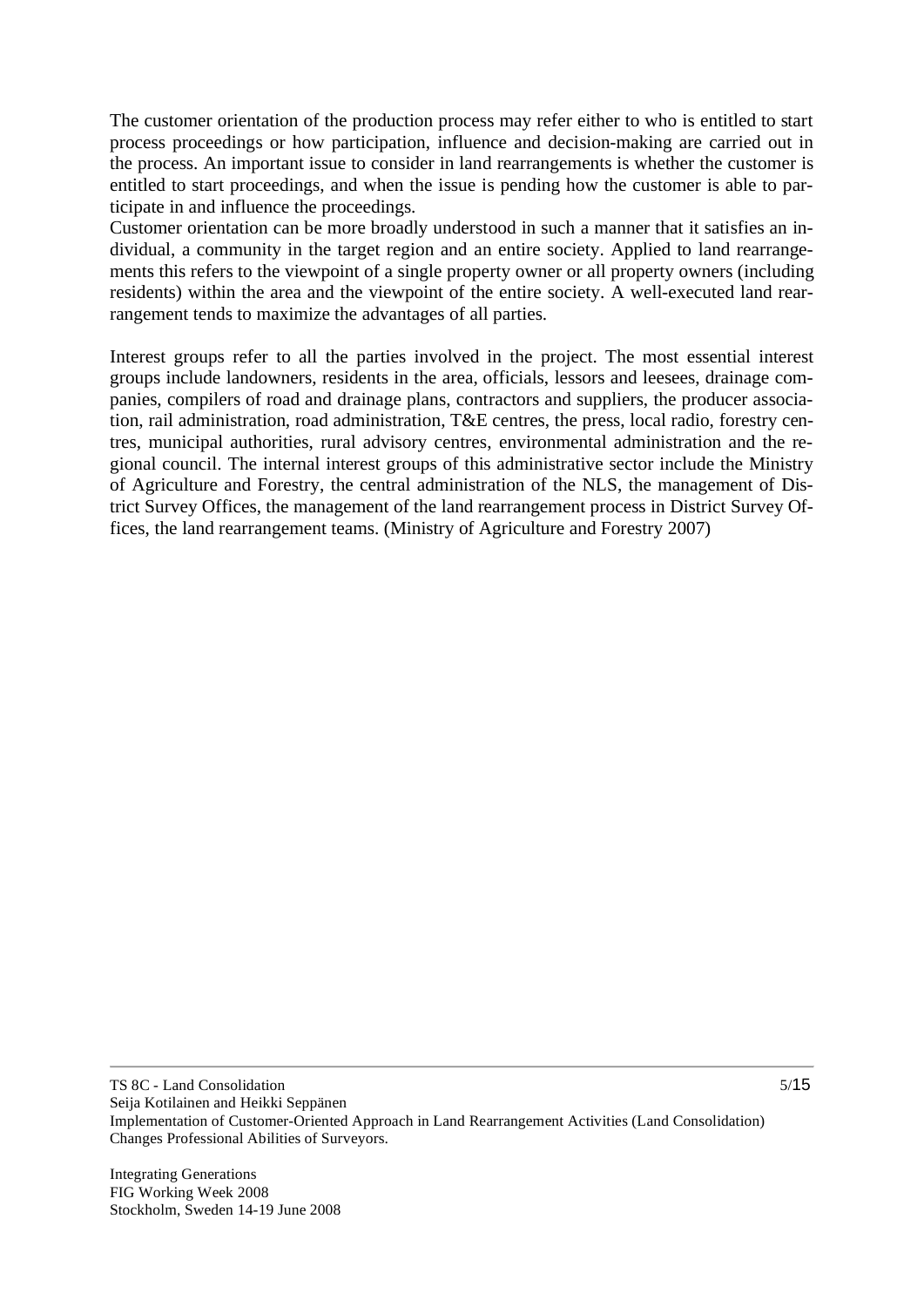The customer orientation of the production process may refer either to who is entitled to start process proceedings or how participation, influence and decision-making are carried out in the process. An important issue to consider in land rearrangements is whether the customer is entitled to start proceedings, and when the issue is pending how the customer is able to participate in and influence the proceedings.

Customer orientation can be more broadly understood in such a manner that it satisfies an individual, a community in the target region and an entire society. Applied to land rearrangements this refers to the viewpoint of a single property owner or all property owners (including residents) within the area and the viewpoint of the entire society. A well-executed land rearrangement tends to maximize the advantages of all parties.

Interest groups refer to all the parties involved in the project. The most essential interest groups include landowners, residents in the area, officials, lessors and leesees, drainage companies, compilers of road and drainage plans, contractors and suppliers, the producer association, rail administration, road administration, T&E centres, the press, local radio, forestry centres, municipal authorities, rural advisory centres, environmental administration and the regional council. The internal interest groups of this administrative sector include the Ministry of Agriculture and Forestry, the central administration of the NLS, the management of District Survey Offices, the management of the land rearrangement process in District Survey Offices, the land rearrangement teams. (Ministry of Agriculture and Forestry 2007)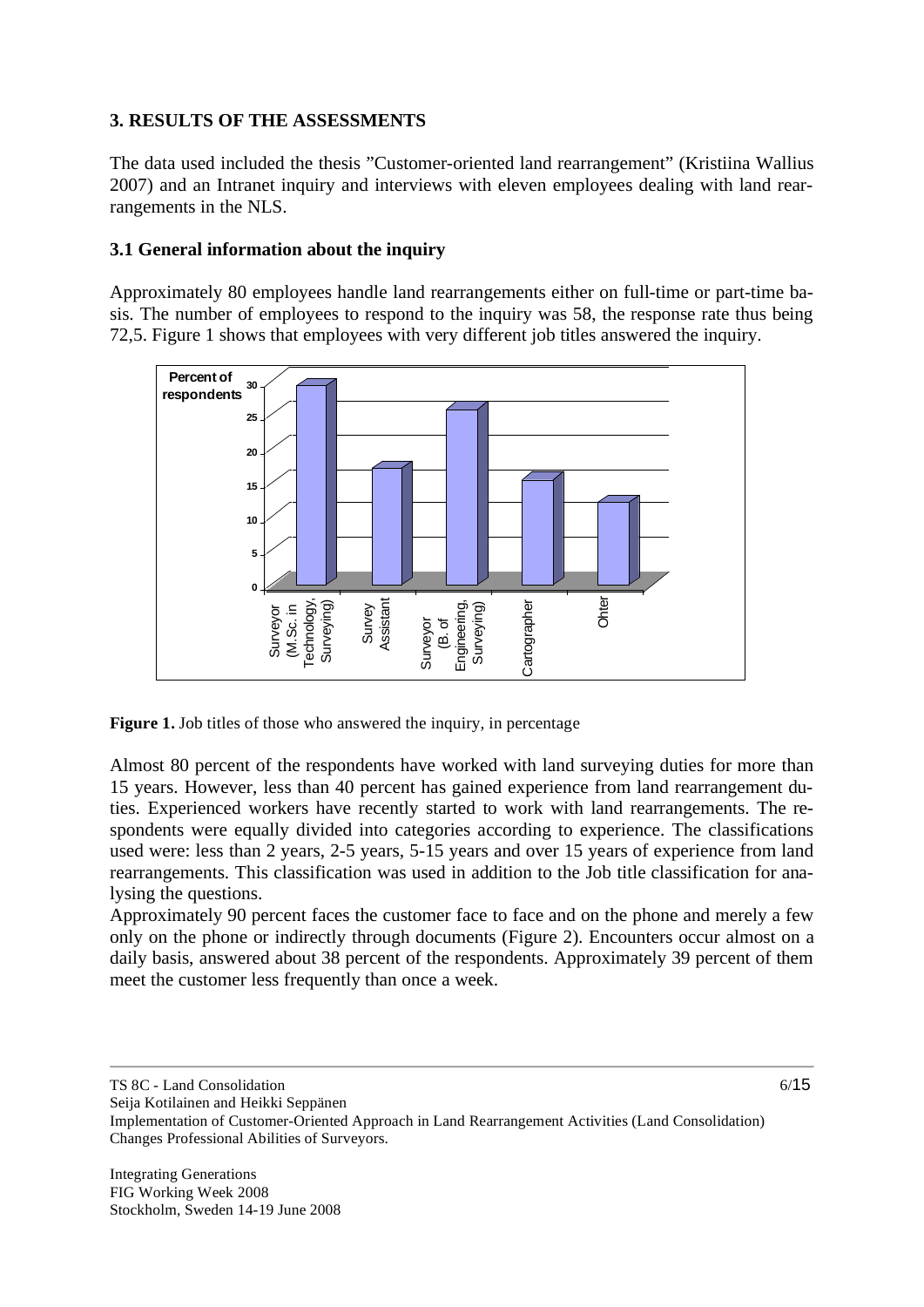## 3. RESULTS OF THE ASSESSMENTS

The data used included the thesis "Customer-oriented land rearrangement" (Kristiina Wallius 2007) and an Intranet inquiry and interviews with eleven employees dealing with land rearrangements in the NLS.

### 3.1 General information about the inquiry

Approximately 80 employees handle land rearrangements either on full-time or part-time basis. The number of employees to respond to the inquiry was 58, the response rate thus being 72,5. Figure 1 shows that employees with very different job titles answered the inquiry.

**Figure 1.** Job titles of those who answered the inquiry, in percentage

Almost 80 percent of the respondents have worked with land surveying duties for more than 15 years. However, less than 40 percent has gained experience from land rearrangement duties. Experienced workers have recently started to work with land rearrangements. The respondents were equally divided into categories according to experience. The classifications used were: less than 2 years, 2-5 years, 5-15 years and over 15 years of experience from land rearrangements. This classification was used in addition to the Job title classification for analysing the questions.

Approximately 90 percent faces the customer face to face and on the phone and merely a few only on the phone or indirectly through documents (Figure 2). Encounters occur almost on a daily basis, answered about 38 percent of the respondents. Approximately 39 percent of them meet the customer less frequently than once a week.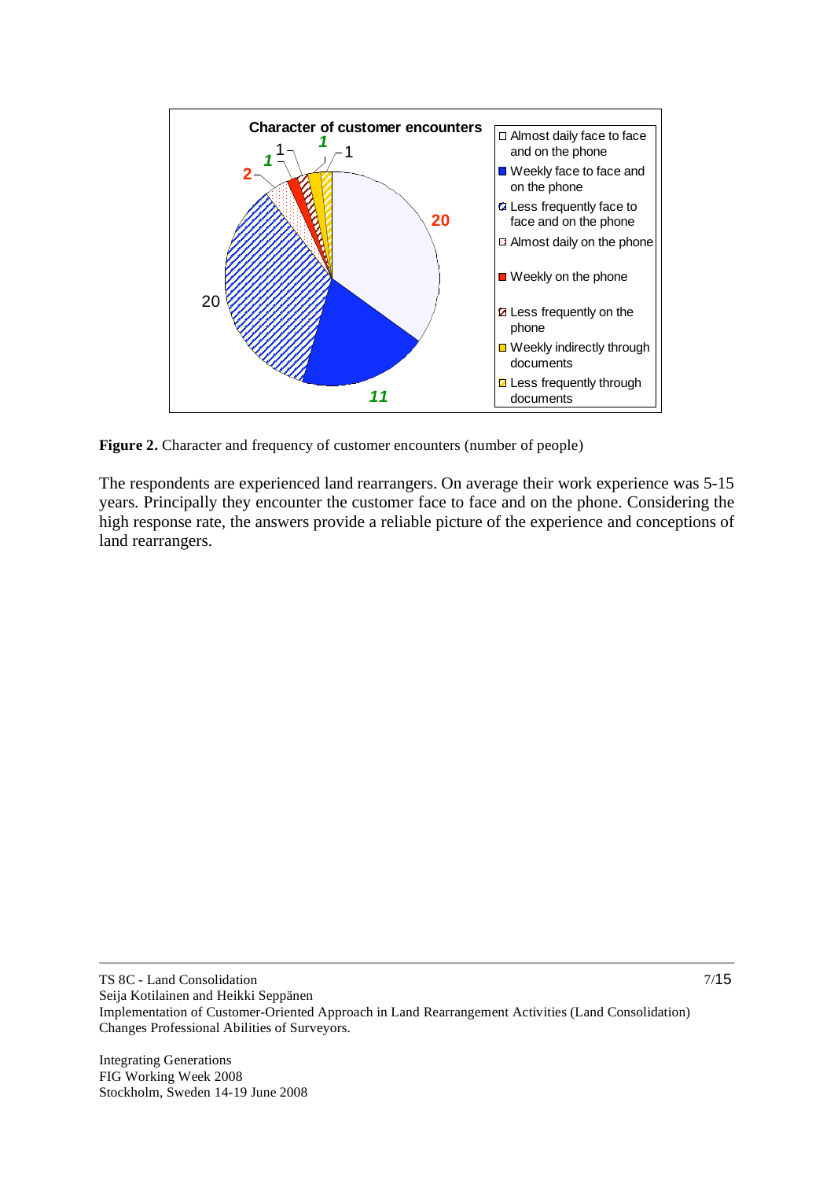**Figure 2.** Character and frequency of customer encounters (number of people)

The respondents are experienced land rearrangers. On average their work experience was 5-15 years. Principally they encounter the customer face to face and on the phone. Considering the high response rate, the answers provide a reliable picture of the experience and conceptions of land rearrangers.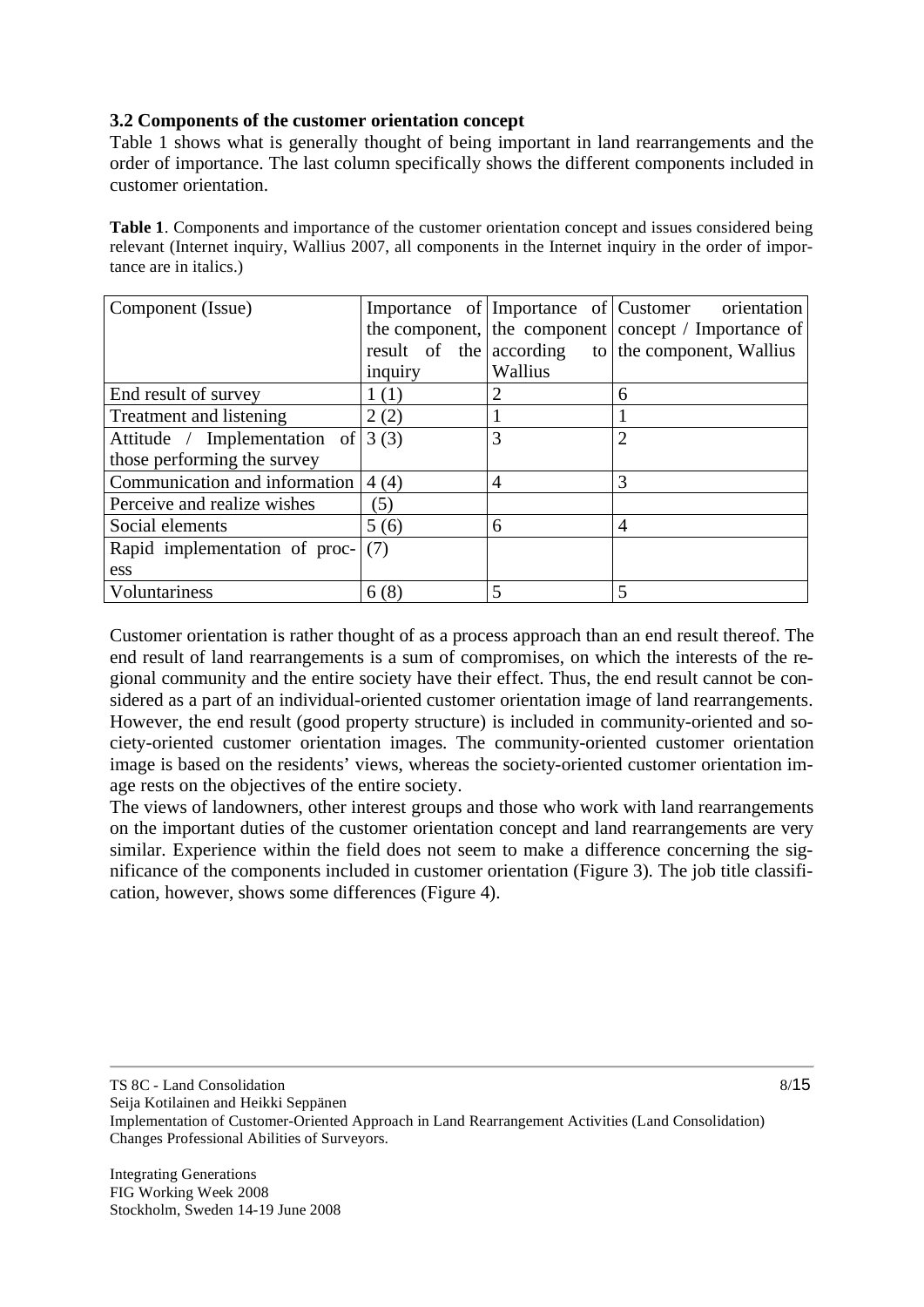### 3.2 Components of the customer orientation concept

Table 1 shows what is generally thought of being important in land rearrangements and the order of importance. The last column specifically shows the different components included in customer orientation.

**Table 1**. Components and importance of the customer orientation concept and issues considered being relevant (Internet inquiry, Wallius 2007, all components in the Internet inquiry in the order of importance are in italics.)

| Component (Issue) | Importance of the component, result of the inquiry | Importance of the component according to Wallius | Customer orientation concept / Importance of the component, Wallius |
|---|---|---|---|
| End result of survey | 1 (1) | 2 | 6 |
| Treatment and listening | 2 (2) | 1 | 1 |
| Attitude / Implementation of those performing the survey | 3 (3) | 3 | 2 |
| Communication and information | 4 (4) | 4 | 3 |
| Perceive and realize wishes | (5) | | |
| Social elements | 5 (6) | 6 | 4 |
| Rapid implementation of process | (7) | | |
| Voluntariness | 6 (8) | 5 | 5 |

Customer orientation is rather thought of as a process approach than an end result thereof. The end result of land rearrangements is a sum of compromises, on which the interests of the regional community and the entire society have their effect. Thus, the end result cannot be considered as a part of an individual-oriented customer orientation image of land rearrangements. However, the end result (good property structure) is included in community-oriented and society-oriented customer orientation images. The community-oriented customer orientation image is based on the residents' views, whereas the society-oriented customer orientation image rests on the objectives of the entire society.

The views of landowners, other interest groups and those who work with land rearrangements on the important duties of the customer orientation concept and land rearrangements are very similar. Experience within the field does not seem to make a difference concerning the significance of the components included in customer orientation (Figure 3). The job title classification, however, shows some differences (Figure 4).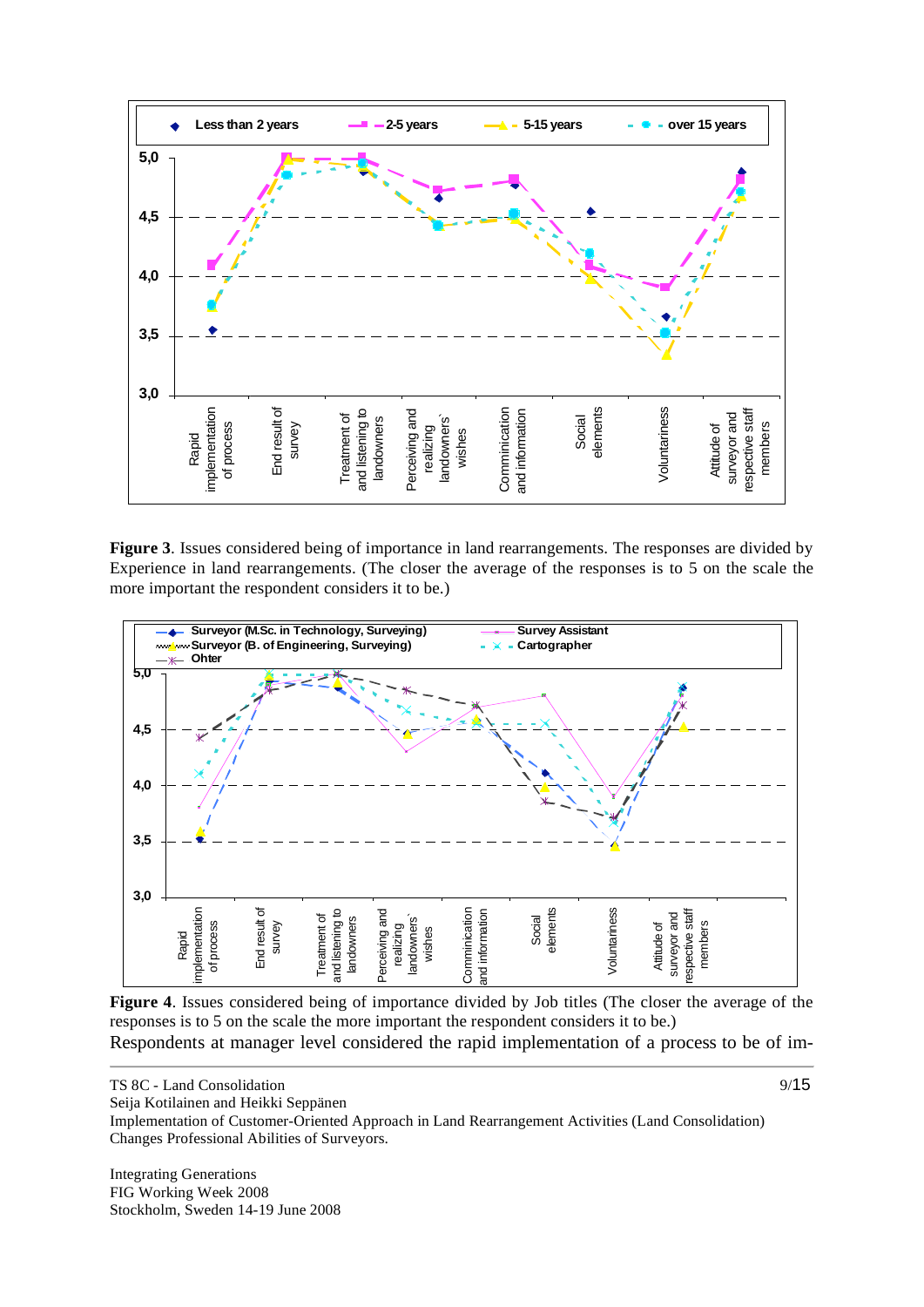**Figure 3**. Issues considered being of importance in land rearrangements. The responses are divided by Experience in land rearrangements. (The closer the average of the responses is to 5 on the scale the more important the respondent considers it to be.)

**Figure 4**. Issues considered being of importance divided by Job titles (The closer the average of the responses is to 5 on the scale the more important the respondent considers it to be.)

Respondents at manager level considered the rapid implementation of a process to be of im-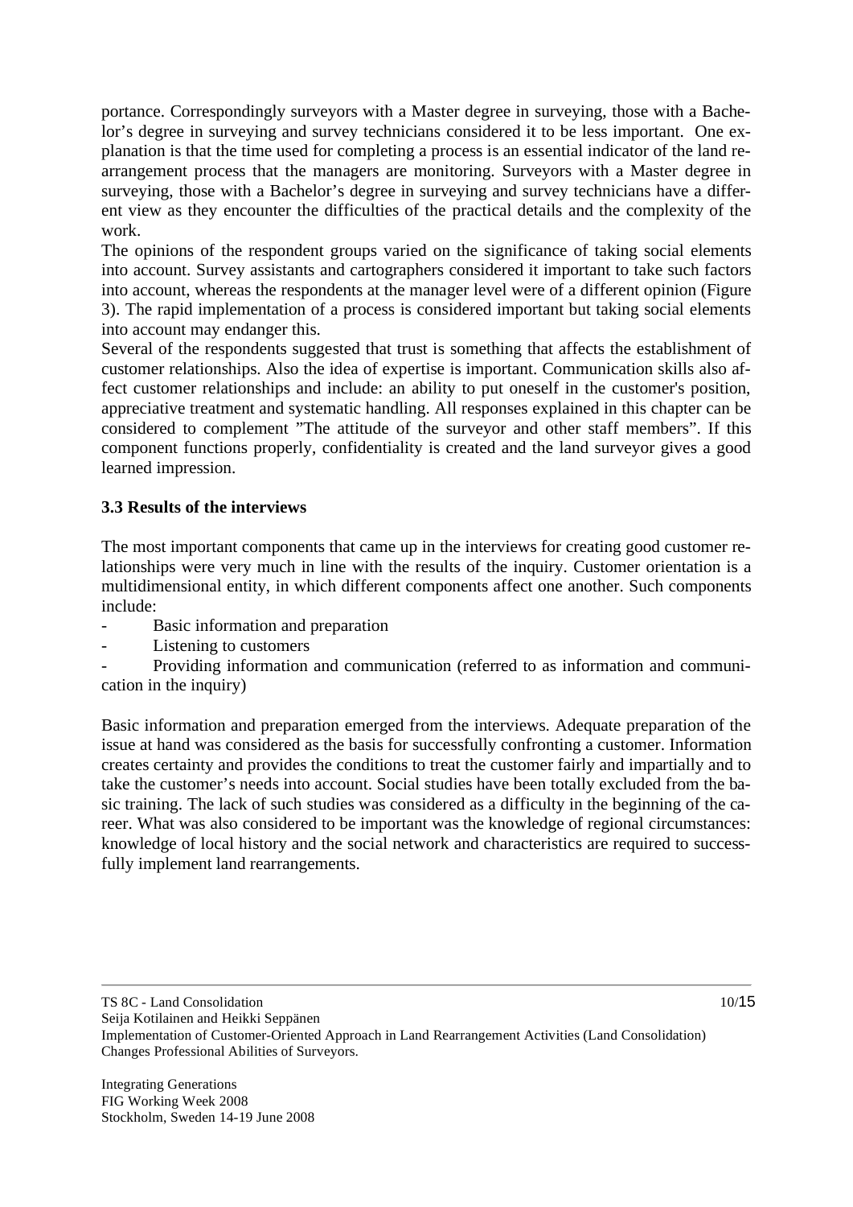portance. Correspondingly surveyors with a Master degree in surveying, those with a Bachelor's degree in surveying and survey technicians considered it to be less important. One explanation is that the time used for completing a process is an essential indicator of the land rearrangement process that the managers are monitoring. Surveyors with a Master degree in surveying, those with a Bachelor's degree in surveying and survey technicians have a different view as they encounter the difficulties of the practical details and the complexity of the work.

The opinions of the respondent groups varied on the significance of taking social elements into account. Survey assistants and cartographers considered it important to take such factors into account, whereas the respondents at the manager level were of a different opinion (Figure 3). The rapid implementation of a process is considered important but taking social elements into account may endanger this.

Several of the respondents suggested that trust is something that affects the establishment of customer relationships. Also the idea of expertise is important. Communication skills also affect customer relationships and include: an ability to put oneself in the customer's position, appreciative treatment and systematic handling. All responses explained in this chapter can be considered to complement "The attitude of the surveyor and other staff members". If this component functions properly, confidentiality is created and the land surveyor gives a good learned impression.

### 3.3 Results of the interviews

The most important components that came up in the interviews for creating good customer relationships were very much in line with the results of the inquiry. Customer orientation is a multidimensional entity, in which different components affect one another. Such components include:

- Basic information and preparation
- Listening to customers
- Providing information and communication (referred to as information and communication in the inquiry)

Basic information and preparation emerged from the interviews. Adequate preparation of the issue at hand was considered as the basis for successfully confronting a customer. Information creates certainty and provides the conditions to treat the customer fairly and impartially and to take the customer's needs into account. Social studies have been totally excluded from the basic training. The lack of such studies was considered as a difficulty in the beginning of the career. What was also considered to be important was the knowledge of regional circumstances: knowledge of local history and the social network and characteristics are required to successfully implement land rearrangements.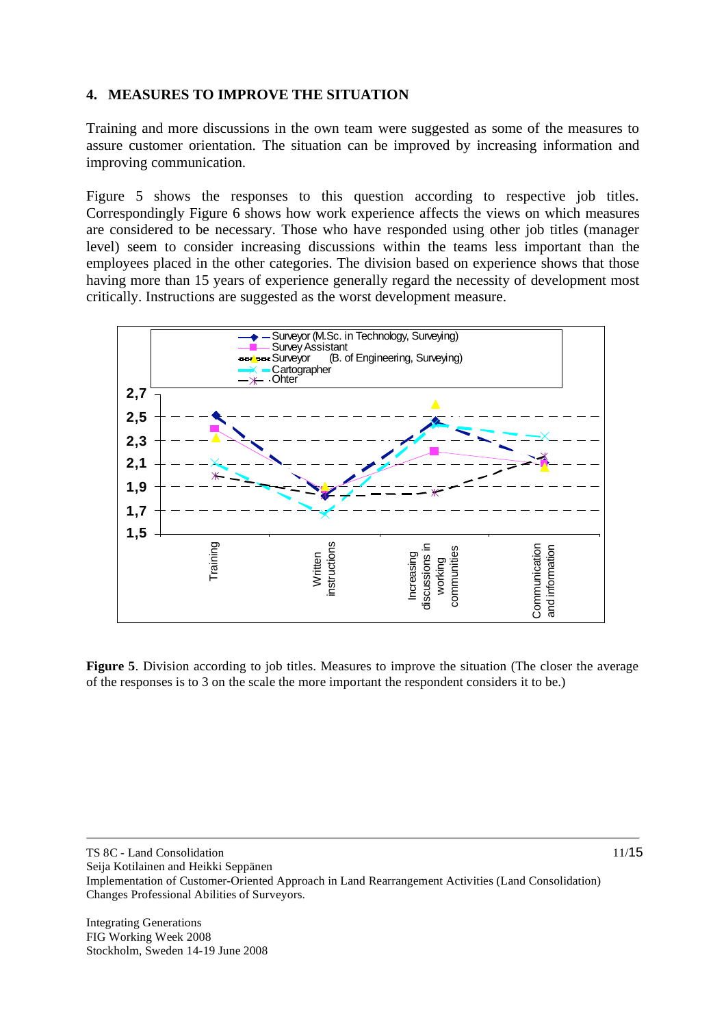## 4. MEASURES TO IMPROVE THE SITUATION

Training and more discussions in the own team were suggested as some of the measures to assure customer orientation. The situation can be improved by increasing information and improving communication.

Figure 5 shows the responses to this question according to respective job titles. Correspondingly Figure 6 shows how work experience affects the views on which measures are considered to be necessary. Those who have responded using other job titles (manager level) seem to consider increasing discussions within the teams less important than the employees placed in the other categories. The division based on experience shows that those having more than 15 years of experience generally regard the necessity of development most critically. Instructions are suggested as the worst development measure.

**Figure 5**. Division according to job titles. Measures to improve the situation (The closer the average of the responses is to 3 on the scale the more important the respondent considers it to be.)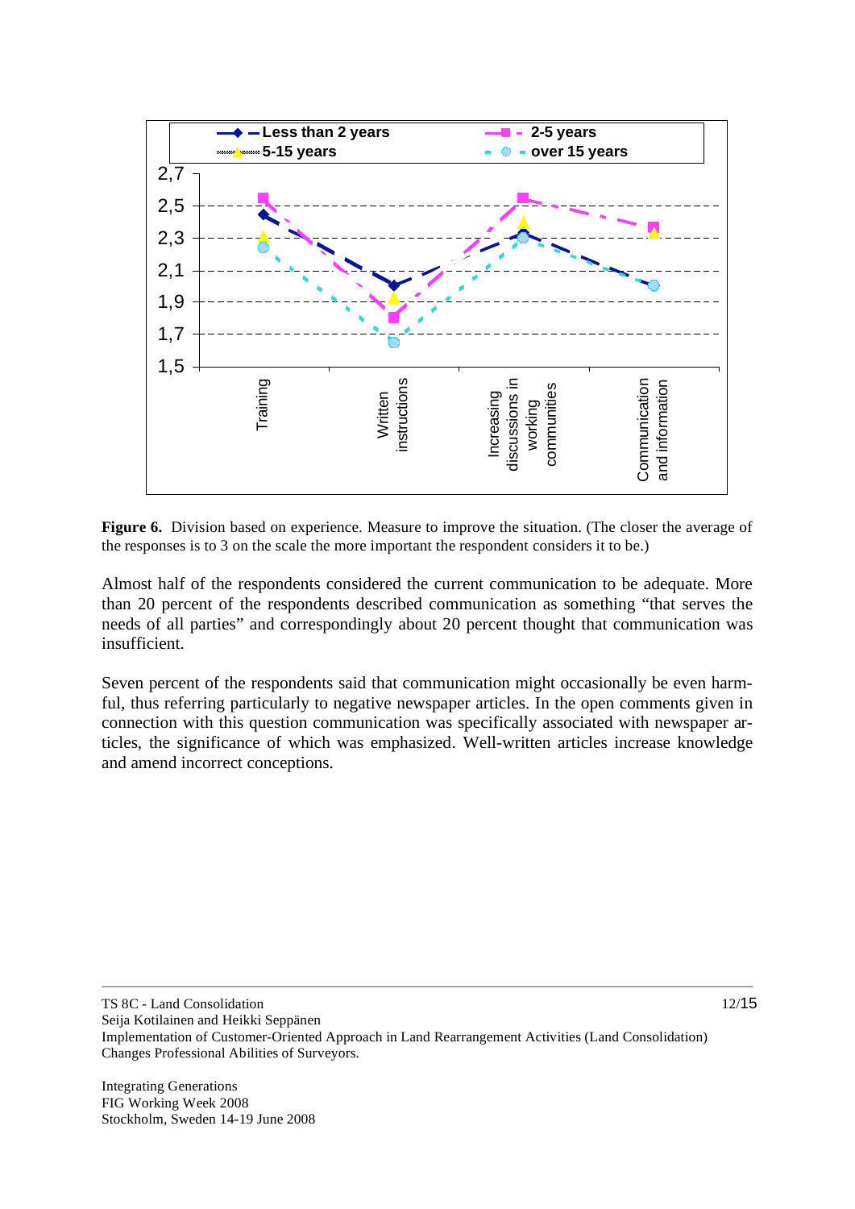**Figure 6.** Division based on experience. Measure to improve the situation. (The closer the average of the responses is to 3 on the scale the more important the respondent considers it to be.)

Almost half of the respondents considered the current communication to be adequate. More than 20 percent of the respondents described communication as something "that serves the needs of all parties" and correspondingly about 20 percent thought that communication was insufficient.

Seven percent of the respondents said that communication might occasionally be even harmful, thus referring particularly to negative newspaper articles. In the open comments given in connection with this question communication was specifically associated with newspaper articles, the significance of which was emphasized. Well-written articles increase knowledge and amend incorrect conceptions.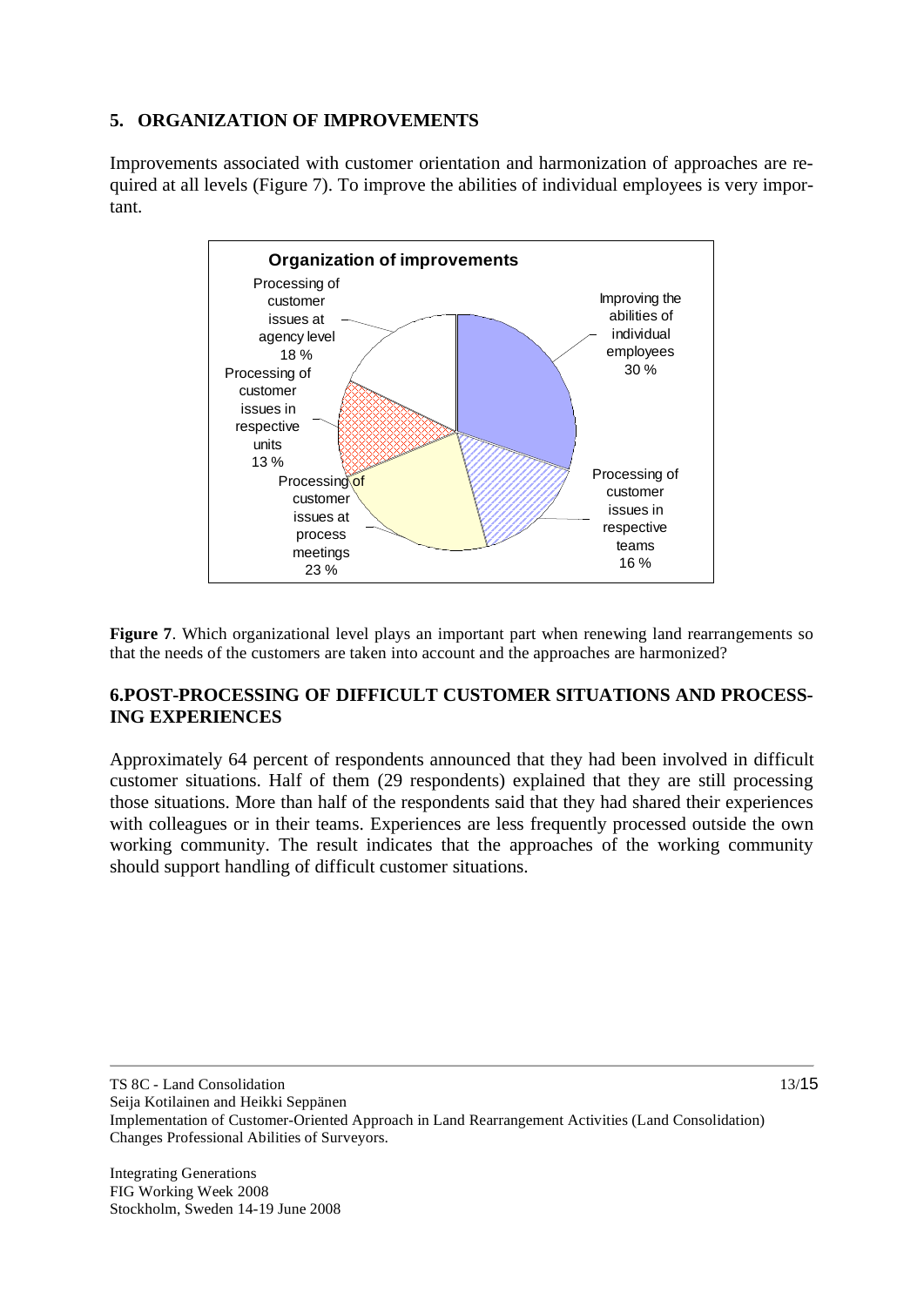## 5. ORGANIZATION OF IMPROVEMENTS

Improvements associated with customer orientation and harmonization of approaches are required at all levels (Figure 7). To improve the abilities of individual employees is very important.

**Organization of improvements**

- Improving the abilities of individual employees 30 %
- Processing of customer issues in respective teams 16 %
- Processing of customer issues at process meetings 23 %
- Processing of customer issues in respective units 13 %
- Processing of customer issues at agency level 18 %

**Figure 7**. Which organizational level plays an important part when renewing land rearrangements so that the needs of the customers are taken into account and the approaches are harmonized?

## 6.POST-PROCESSING OF DIFFICULT CUSTOMER SITUATIONS AND PROCESSING EXPERIENCES

Approximately 64 percent of respondents announced that they had been involved in difficult customer situations. Half of them (29 respondents) explained that they are still processing those situations. More than half of the respondents said that they had shared their experiences with colleagues or in their teams. Experiences are less frequently processed outside the own working community. The result indicates that the approaches of the working community should support handling of difficult customer situations.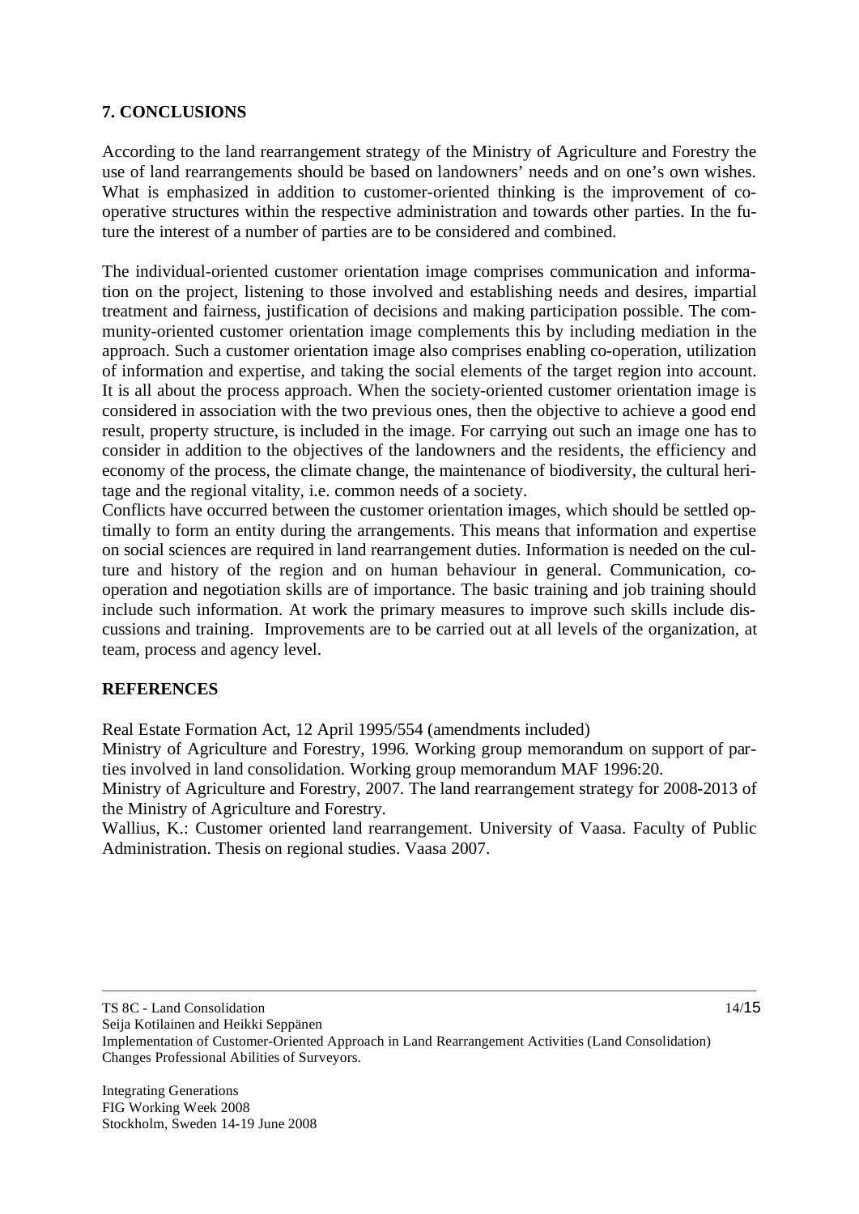## 7. CONCLUSIONS

According to the land rearrangement strategy of the Ministry of Agriculture and Forestry the use of land rearrangements should be based on landowners' needs and on one's own wishes. What is emphasized in addition to customer-oriented thinking is the improvement of co-operative structures within the respective administration and towards other parties. In the future the interest of a number of parties are to be considered and combined.

The individual-oriented customer orientation image comprises communication and information on the project, listening to those involved and establishing needs and desires, impartial treatment and fairness, justification of decisions and making participation possible. The community-oriented customer orientation image complements this by including mediation in the approach. Such a customer orientation image also comprises enabling co-operation, utilization of information and expertise, and taking the social elements of the target region into account. It is all about the process approach. When the society-oriented customer orientation image is considered in association with the two previous ones, then the objective to achieve a good end result, property structure, is included in the image. For carrying out such an image one has to consider in addition to the objectives of the landowners and the residents, the efficiency and economy of the process, the climate change, the maintenance of biodiversity, the cultural heritage and the regional vitality, i.e. common needs of a society.

Conflicts have occurred between the customer orientation images, which should be settled optimally to form an entity during the arrangements. This means that information and expertise on social sciences are required in land rearrangement duties. Information is needed on the culture and history of the region and on human behaviour in general. Communication, co-operation and negotiation skills are of importance. The basic training and job training should include such information. At work the primary measures to improve such skills include discussions and training. Improvements are to be carried out at all levels of the organization, at team, process and agency level.

## REFERENCES

Real Estate Formation Act, 12 April 1995/554 (amendments included)

Ministry of Agriculture and Forestry, 1996. Working group memorandum on support of parties involved in land consolidation. Working group memorandum MAF 1996:20.

Ministry of Agriculture and Forestry, 2007. The land rearrangement strategy for 2008-2013 of the Ministry of Agriculture and Forestry.

Wallius, K.: Customer oriented land rearrangement. University of Vaasa. Faculty of Public Administration. Thesis on regional studies. Vaasa 2007.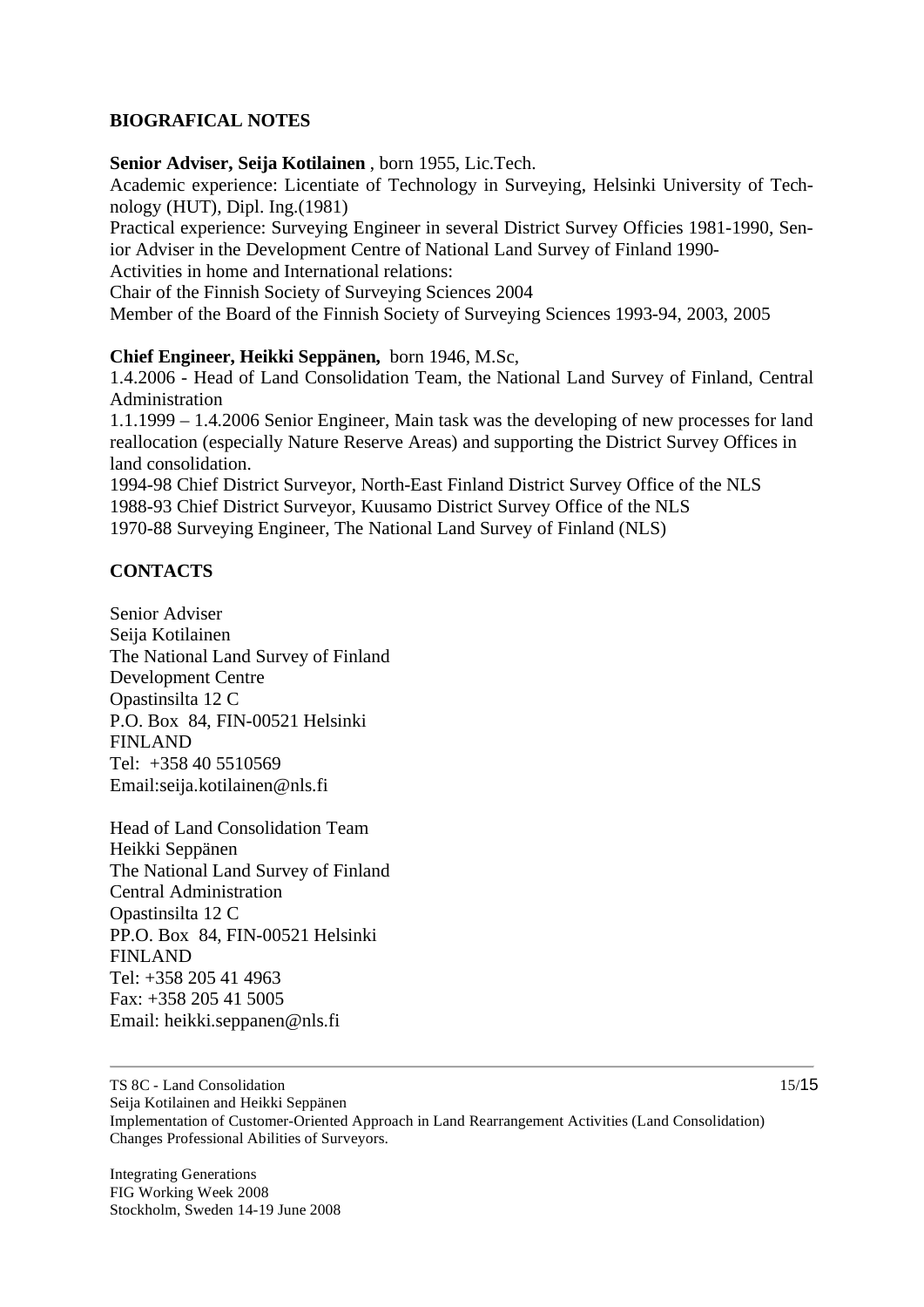## BIOGRAFICAL NOTES

**Senior Adviser, Seija Kotilainen** , born 1955, Lic.Tech.
Academic experience: Licentiate of Technology in Surveying, Helsinki University of Technology (HUT), Dipl. Ing.(1981)
Practical experience: Surveying Engineer in several District Survey Officies 1981-1990, Senior Adviser in the Development Centre of National Land Survey of Finland 1990-
Activities in home and International relations:
Chair of the Finnish Society of Surveying Sciences 2004
Member of the Board of the Finnish Society of Surveying Sciences 1993-94, 2003, 2005

**Chief Engineer, Heikki Seppänen,** born 1946, M.Sc,
1.4.2006 - Head of Land Consolidation Team, the National Land Survey of Finland, Central Administration
1.1.1999 – 1.4.2006 Senior Engineer, Main task was the developing of new processes for land reallocation (especially Nature Reserve Areas) and supporting the District Survey Offices in land consolidation.
1994-98 Chief District Surveyor, North-East Finland District Survey Office of the NLS
1988-93 Chief District Surveyor, Kuusamo District Survey Office of the NLS
1970-88 Surveying Engineer, The National Land Survey of Finland (NLS)

## CONTACTS

Senior Adviser
Seija Kotilainen
The National Land Survey of Finland
Development Centre
Opastinsilta 12 C
P.O. Box 84, FIN-00521 Helsinki
FINLAND
Tel: +358 40 5510569
Email:seija.kotilainen@nls.fi

Head of Land Consolidation Team
Heikki Seppänen
The National Land Survey of Finland
Central Administration
Opastinsilta 12 C
PP.O. Box 84, FIN-00521 Helsinki
FINLAND
Tel: +358 205 41 4963
Fax: +358 205 41 5005
Email: heikki.seppanen@nls.fi